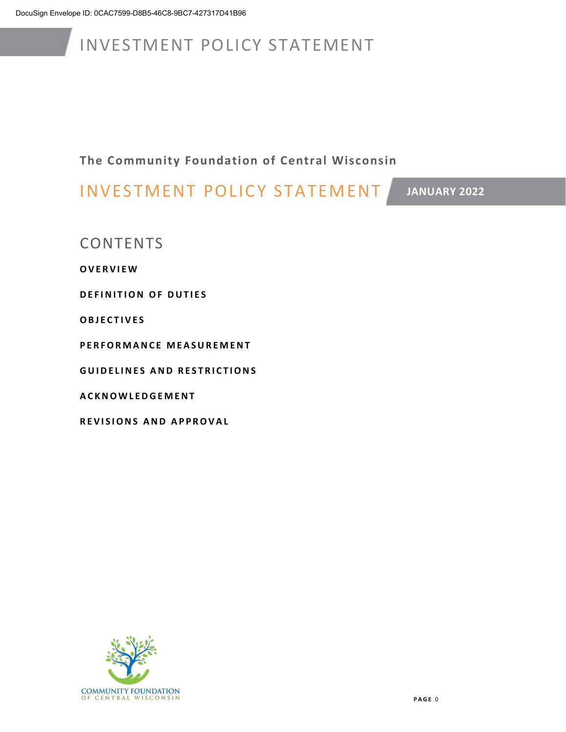DocuSign Envelope ID: 0CAC7599-D8B5-46C8-9BC7-427317D41B96

# INVESTMENT POLICY STATEMENT

**The Community Foundation of Central Wisconsin**

## INVESTMENT POLICY STATEMENT

**JANUARY 2022**

## CONTENTS

**OVERVIEW**

**DEFINITION OF DUTIES**

**OBJECTIVES**

**PERFORMANCE MEASUREMENT**

**GUIDELINES AND RESTRICTIONS**

**ACKNOWLEDGEMENT**

**REVISIONS AND APPROVAL**

COMMUNITY FOUNDATION
OF CENTRAL WISCONSIN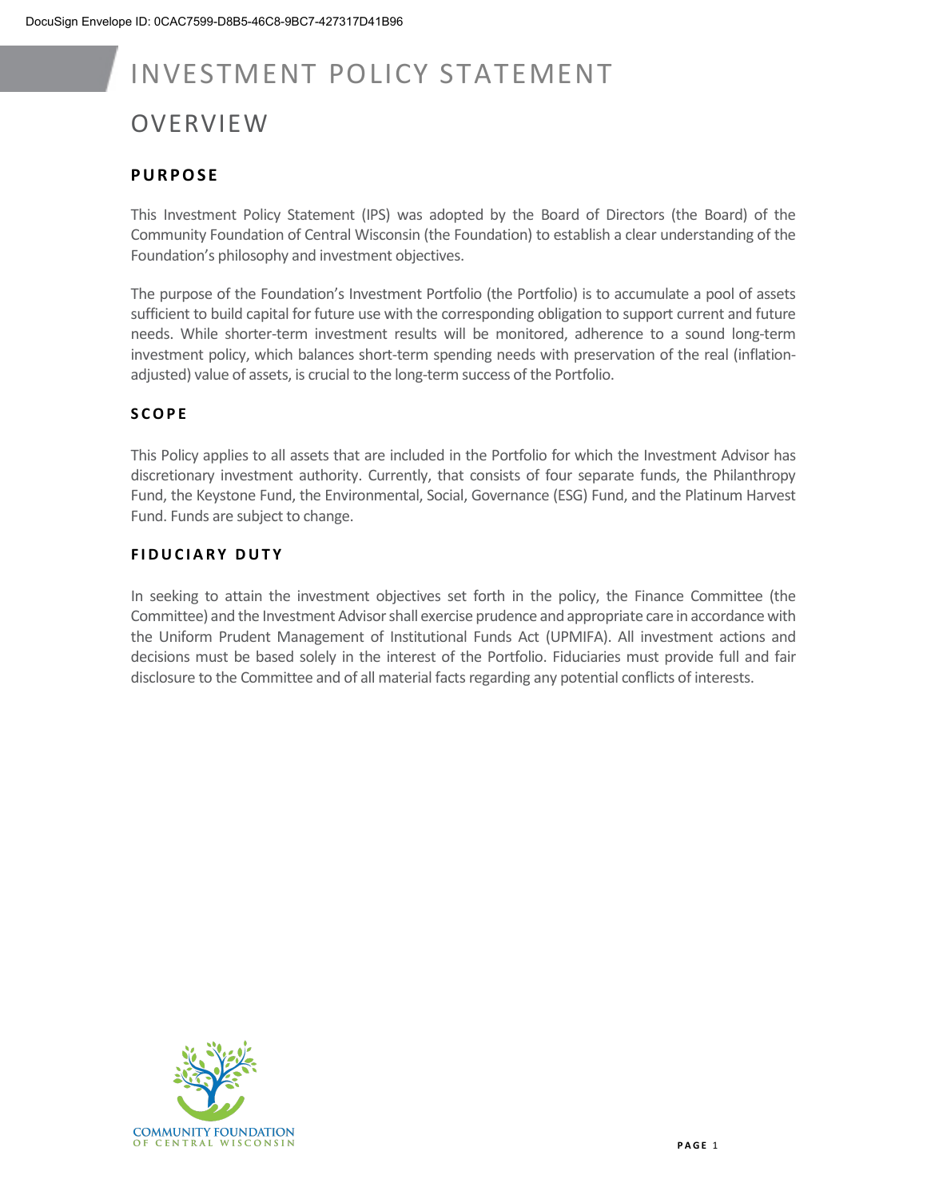# INVESTMENT POLICY STATEMENT

## OVERVIEW

### PURPOSE

This Investment Policy Statement (IPS) was adopted by the Board of Directors (the Board) of the Community Foundation of Central Wisconsin (the Foundation) to establish a clear understanding of the Foundation's philosophy and investment objectives.

The purpose of the Foundation's Investment Portfolio (the Portfolio) is to accumulate a pool of assets sufficient to build capital for future use with the corresponding obligation to support current and future needs. While shorter-term investment results will be monitored, adherence to a sound long-term investment policy, which balances short-term spending needs with preservation of the real (inflation-adjusted) value of assets, is crucial to the long-term success of the Portfolio.

### SCOPE

This Policy applies to all assets that are included in the Portfolio for which the Investment Advisor has discretionary investment authority. Currently, that consists of four separate funds, the Philanthropy Fund, the Keystone Fund, the Environmental, Social, Governance (ESG) Fund, and the Platinum Harvest Fund. Funds are subject to change.

### FIDUCIARY DUTY

In seeking to attain the investment objectives set forth in the policy, the Finance Committee (the Committee) and the Investment Advisor shall exercise prudence and appropriate care in accordance with the Uniform Prudent Management of Institutional Funds Act (UPMIFA). All investment actions and decisions must be based solely in the interest of the Portfolio. Fiduciaries must provide full and fair disclosure to the Committee and of all material facts regarding any potential conflicts of interests.

COMMUNITY FOUNDATION
OF CENTRAL WISCONSIN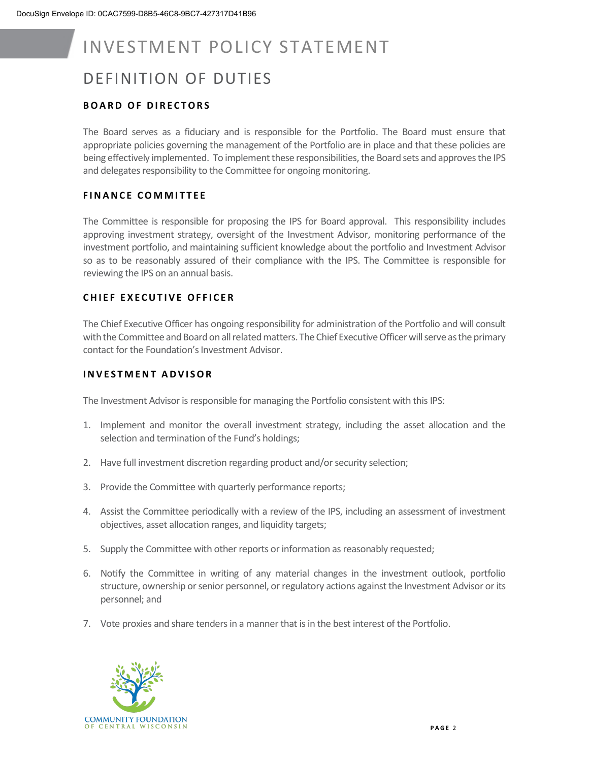# INVESTMENT POLICY STATEMENT

## DEFINITION OF DUTIES

### BOARD OF DIRECTORS

The Board serves as a fiduciary and is responsible for the Portfolio. The Board must ensure that appropriate policies governing the management of the Portfolio are in place and that these policies are being effectively implemented. To implement these responsibilities, the Board sets and approves the IPS and delegates responsibility to the Committee for ongoing monitoring.

### FINANCE COMMITTEE

The Committee is responsible for proposing the IPS for Board approval. This responsibility includes approving investment strategy, oversight of the Investment Advisor, monitoring performance of the investment portfolio, and maintaining sufficient knowledge about the portfolio and Investment Advisor so as to be reasonably assured of their compliance with the IPS. The Committee is responsible for reviewing the IPS on an annual basis.

### CHIEF EXECUTIVE OFFICER

The Chief Executive Officer has ongoing responsibility for administration of the Portfolio and will consult with the Committee and Board on all related matters. The Chief Executive Officer will serve as the primary contact for the Foundation's Investment Advisor.

### INVESTMENT ADVISOR

The Investment Advisor is responsible for managing the Portfolio consistent with this IPS:

1. Implement and monitor the overall investment strategy, including the asset allocation and the selection and termination of the Fund's holdings;
2. Have full investment discretion regarding product and/or security selection;
3. Provide the Committee with quarterly performance reports;
4. Assist the Committee periodically with a review of the IPS, including an assessment of investment objectives, asset allocation ranges, and liquidity targets;
5. Supply the Committee with other reports or information as reasonably requested;
6. Notify the Committee in writing of any material changes in the investment outlook, portfolio structure, ownership or senior personnel, or regulatory actions against the Investment Advisor or its personnel; and
7. Vote proxies and share tenders in a manner that is in the best interest of the Portfolio.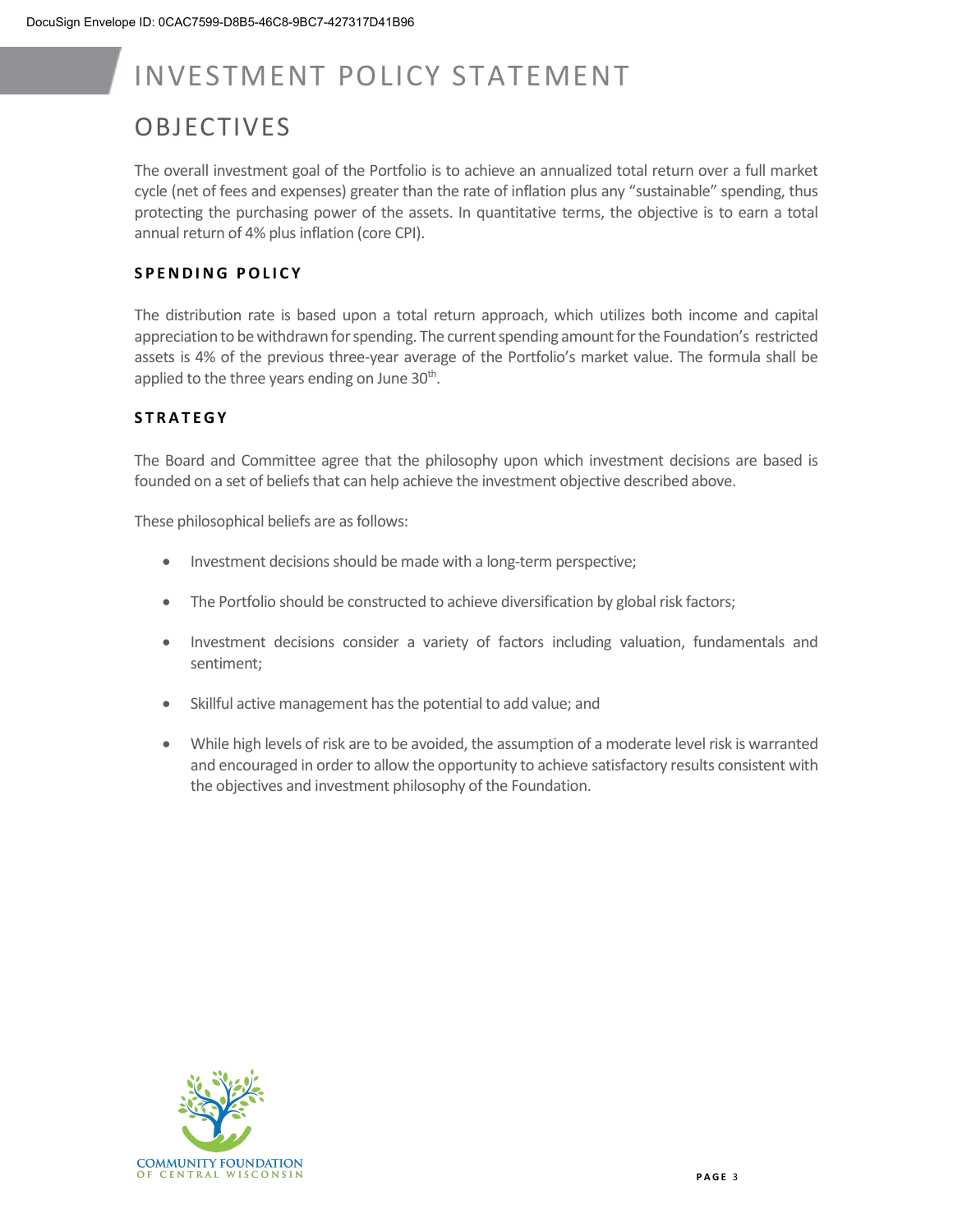# INVESTMENT POLICY STATEMENT

## OBJECTIVES

The overall investment goal of the Portfolio is to achieve an annualized total return over a full market cycle (net of fees and expenses) greater than the rate of inflation plus any "sustainable" spending, thus protecting the purchasing power of the assets. In quantitative terms, the objective is to earn a total annual return of 4% plus inflation (core CPI).

### SPENDING POLICY

The distribution rate is based upon a total return approach, which utilizes both income and capital appreciation to be withdrawn for spending. The current spending amount for the Foundation's restricted assets is 4% of the previous three-year average of the Portfolio's market value. The formula shall be applied to the three years ending on June 30th.

### STRATEGY

The Board and Committee agree that the philosophy upon which investment decisions are based is founded on a set of beliefs that can help achieve the investment objective described above.

These philosophical beliefs are as follows:

- Investment decisions should be made with a long-term perspective;
- The Portfolio should be constructed to achieve diversification by global risk factors;
- Investment decisions consider a variety of factors including valuation, fundamentals and sentiment;
- Skillful active management has the potential to add value; and
- While high levels of risk are to be avoided, the assumption of a moderate level risk is warranted and encouraged in order to allow the opportunity to achieve satisfactory results consistent with the objectives and investment philosophy of the Foundation.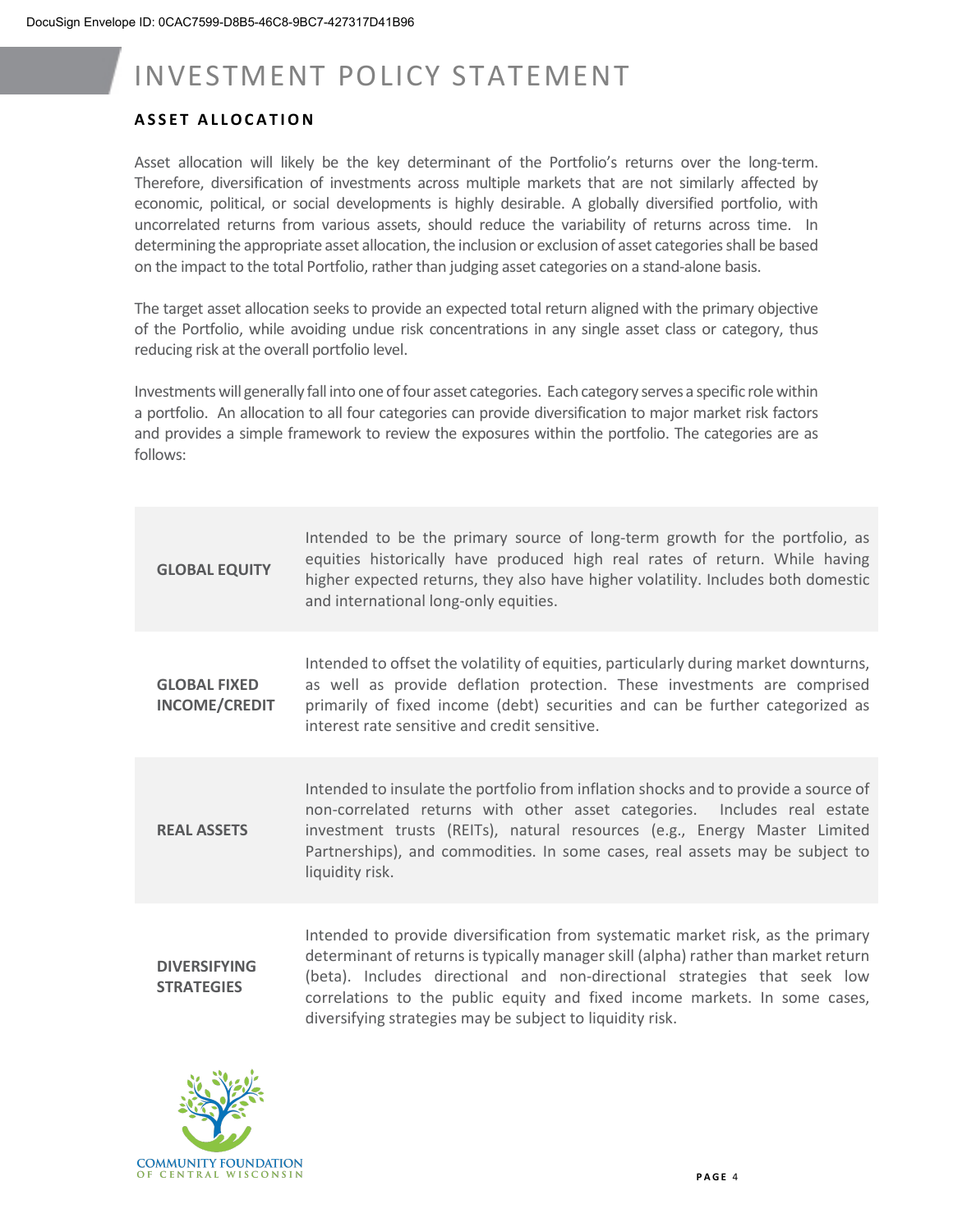# INVESTMENT POLICY STATEMENT

## ASSET ALLOCATION

Asset allocation will likely be the key determinant of the Portfolio's returns over the long-term. Therefore, diversification of investments across multiple markets that are not similarly affected by economic, political, or social developments is highly desirable. A globally diversified portfolio, with uncorrelated returns from various assets, should reduce the variability of returns across time. In determining the appropriate asset allocation, the inclusion or exclusion of asset categories shall be based on the impact to the total Portfolio, rather than judging asset categories on a stand-alone basis.

The target asset allocation seeks to provide an expected total return aligned with the primary objective of the Portfolio, while avoiding undue risk concentrations in any single asset class or category, thus reducing risk at the overall portfolio level.

Investments will generally fall into one of four asset categories. Each category serves a specific role within a portfolio. An allocation to all four categories can provide diversification to major market risk factors and provides a simple framework to review the exposures within the portfolio. The categories are as follows:

| | |
|---|---|
| **GLOBAL EQUITY** | Intended to be the primary source of long-term growth for the portfolio, as equities historically have produced high real rates of return. While having higher expected returns, they also have higher volatility. Includes both domestic and international long-only equities. |
| **GLOBAL FIXED INCOME/CREDIT** | Intended to offset the volatility of equities, particularly during market downturns, as well as provide deflation protection. These investments are comprised primarily of fixed income (debt) securities and can be further categorized as interest rate sensitive and credit sensitive. |
| **REAL ASSETS** | Intended to insulate the portfolio from inflation shocks and to provide a source of non-correlated returns with other asset categories. Includes real estate investment trusts (REITs), natural resources (e.g., Energy Master Limited Partnerships), and commodities. In some cases, real assets may be subject to liquidity risk. |
| **DIVERSIFYING STRATEGIES** | Intended to provide diversification from systematic market risk, as the primary determinant of returns is typically manager skill (alpha) rather than market return (beta). Includes directional and non-directional strategies that seek low correlations to the public equity and fixed income markets. In some cases, diversifying strategies may be subject to liquidity risk. |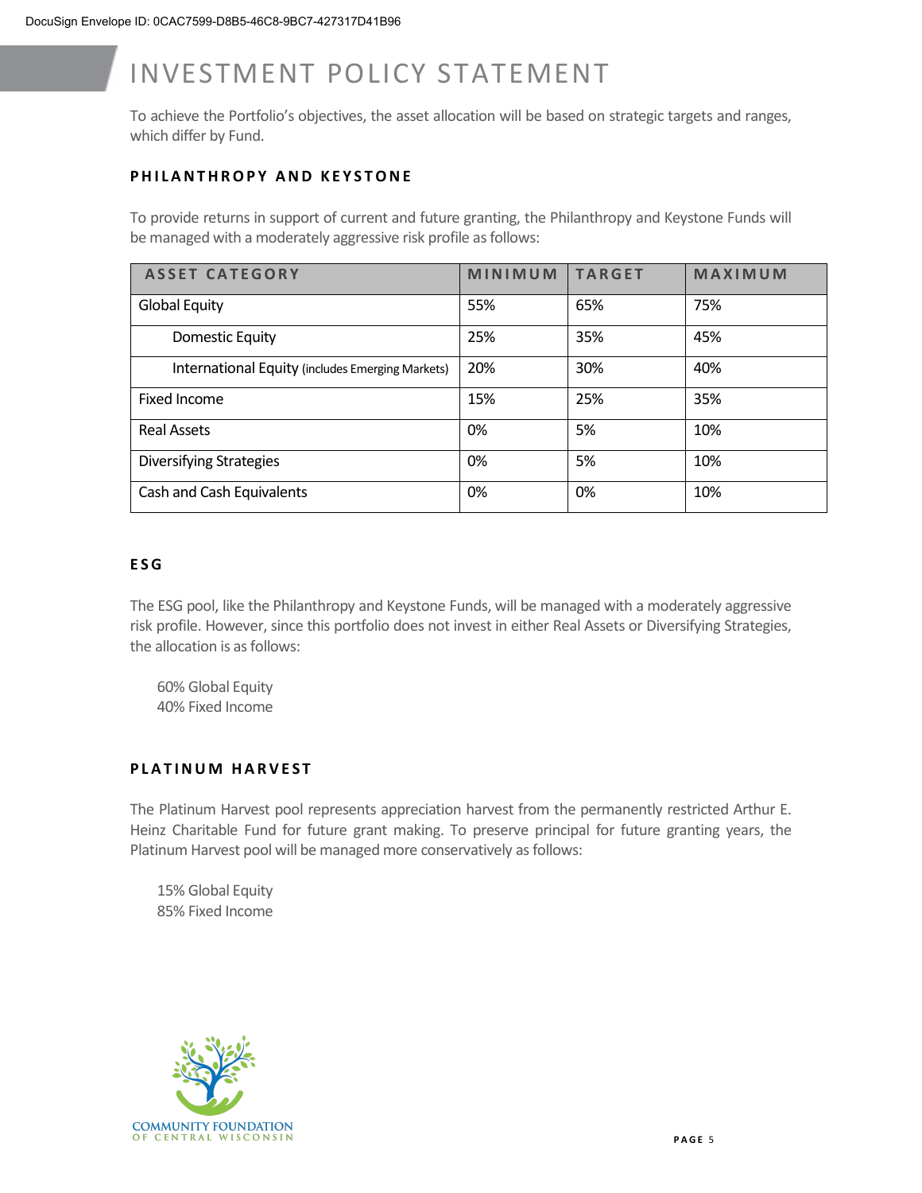# INVESTMENT POLICY STATEMENT

To achieve the Portfolio's objectives, the asset allocation will be based on strategic targets and ranges, which differ by Fund.

## PHILANTHROPY AND KEYSTONE

To provide returns in support of current and future granting, the Philanthropy and Keystone Funds will be managed with a moderately aggressive risk profile as follows:

| ASSET CATEGORY | MINIMUM | TARGET | MAXIMUM |
|---|---|---|---|
| Global Equity | 55% | 65% | 75% |
| Domestic Equity | 25% | 35% | 45% |
| International Equity (includes Emerging Markets) | 20% | 30% | 40% |
| Fixed Income | 15% | 25% | 35% |
| Real Assets | 0% | 5% | 10% |
| Diversifying Strategies | 0% | 5% | 10% |
| Cash and Cash Equivalents | 0% | 0% | 10% |

## ESG

The ESG pool, like the Philanthropy and Keystone Funds, will be managed with a moderately aggressive risk profile. However, since this portfolio does not invest in either Real Assets or Diversifying Strategies, the allocation is as follows:

60% Global Equity
40% Fixed Income

## PLATINUM HARVEST

The Platinum Harvest pool represents appreciation harvest from the permanently restricted Arthur E. Heinz Charitable Fund for future grant making. To preserve principal for future granting years, the Platinum Harvest pool will be managed more conservatively as follows:

15% Global Equity
85% Fixed Income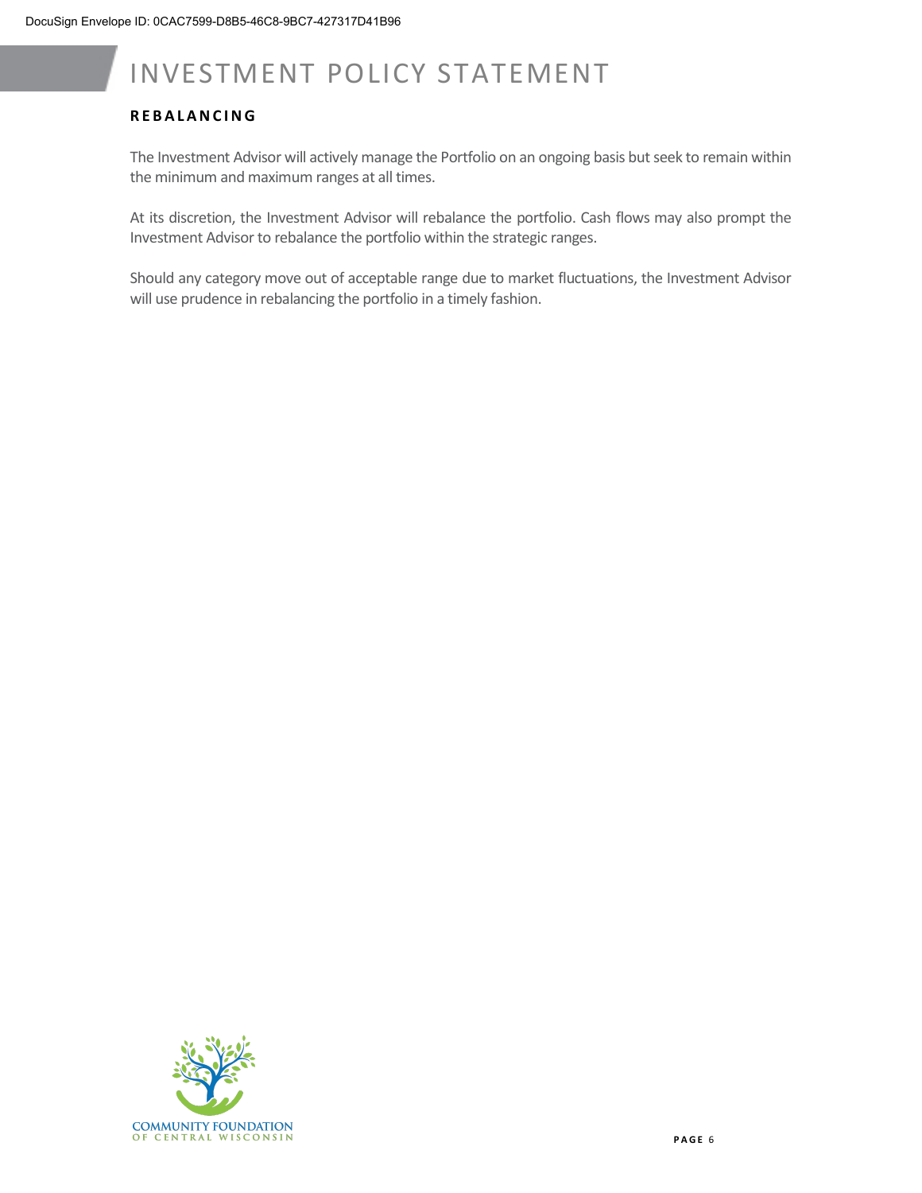## REBALANCING

The Investment Advisor will actively manage the Portfolio on an ongoing basis but seek to remain within the minimum and maximum ranges at all times.

At its discretion, the Investment Advisor will rebalance the portfolio. Cash flows may also prompt the Investment Advisor to rebalance the portfolio within the strategic ranges.

Should any category move out of acceptable range due to market fluctuations, the Investment Advisor will use prudence in rebalancing the portfolio in a timely fashion.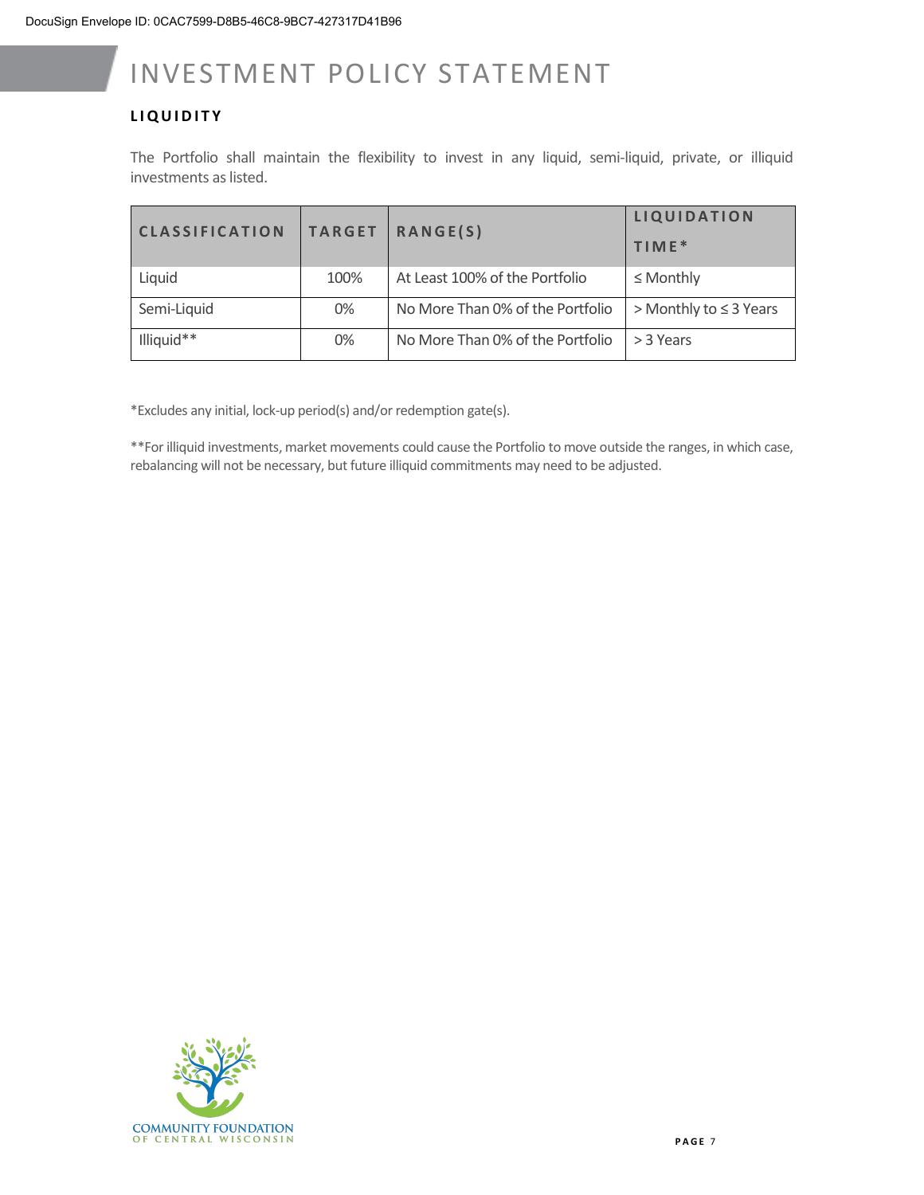# INVESTMENT POLICY STATEMENT

## LIQUIDITY

The Portfolio shall maintain the flexibility to invest in any liquid, semi-liquid, private, or illiquid investments as listed.

| CLASSIFICATION | TARGET | RANGE(S) | LIQUIDATION TIME* |
|---|---|---|---|
| Liquid | 100% | At Least 100% of the Portfolio | ≤ Monthly |
| Semi-Liquid | 0% | No More Than 0% of the Portfolio | > Monthly to ≤ 3 Years |
| Illiquid** | 0% | No More Than 0% of the Portfolio | > 3 Years |

*Excludes any initial, lock-up period(s) and/or redemption gate(s).

**For illiquid investments, market movements could cause the Portfolio to move outside the ranges, in which case, rebalancing will not be necessary, but future illiquid commitments may need to be adjusted.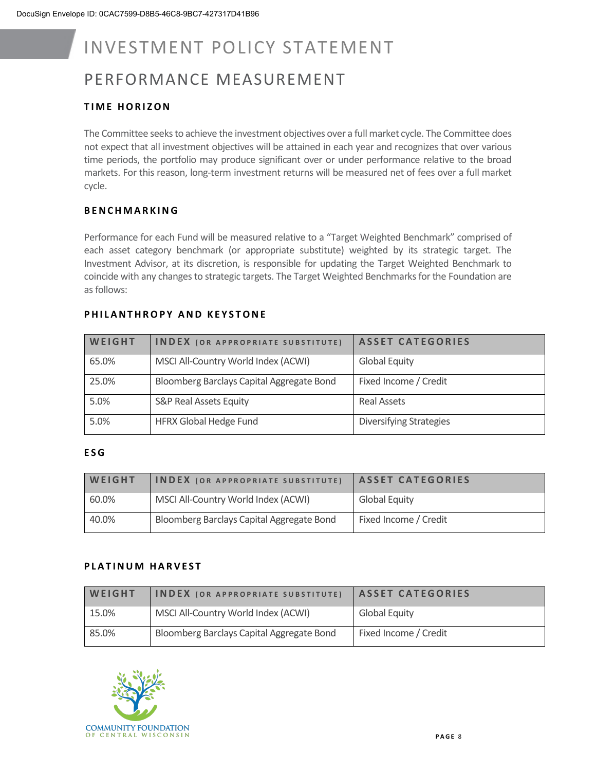# INVESTMENT POLICY STATEMENT

## PERFORMANCE MEASUREMENT

### TIME HORIZON

The Committee seeks to achieve the investment objectives over a full market cycle. The Committee does not expect that all investment objectives will be attained in each year and recognizes that over various time periods, the portfolio may produce significant over or under performance relative to the broad markets. For this reason, long-term investment returns will be measured net of fees over a full market cycle.

### BENCHMARKING

Performance for each Fund will be measured relative to a "Target Weighted Benchmark" comprised of each asset category benchmark (or appropriate substitute) weighted by its strategic target. The Investment Advisor, at its discretion, is responsible for updating the Target Weighted Benchmark to coincide with any changes to strategic targets. The Target Weighted Benchmarks for the Foundation are as follows:

### PHILANTHROPY AND KEYSTONE

| WEIGHT | INDEX (OR APPROPRIATE SUBSTITUTE) | ASSET CATEGORIES |
|---|---|---|
| 65.0% | MSCI All-Country World Index (ACWI) | Global Equity |
| 25.0% | Bloomberg Barclays Capital Aggregate Bond | Fixed Income / Credit |
| 5.0% | S&P Real Assets Equity | Real Assets |
| 5.0% | HFRX Global Hedge Fund | Diversifying Strategies |

### ESG

| WEIGHT | INDEX (OR APPROPRIATE SUBSTITUTE) | ASSET CATEGORIES |
|---|---|---|
| 60.0% | MSCI All-Country World Index (ACWI) | Global Equity |
| 40.0% | Bloomberg Barclays Capital Aggregate Bond | Fixed Income / Credit |

### PLATINUM HARVEST

| WEIGHT | INDEX (OR APPROPRIATE SUBSTITUTE) | ASSET CATEGORIES |
|---|---|---|
| 15.0% | MSCI All-Country World Index (ACWI) | Global Equity |
| 85.0% | Bloomberg Barclays Capital Aggregate Bond | Fixed Income / Credit |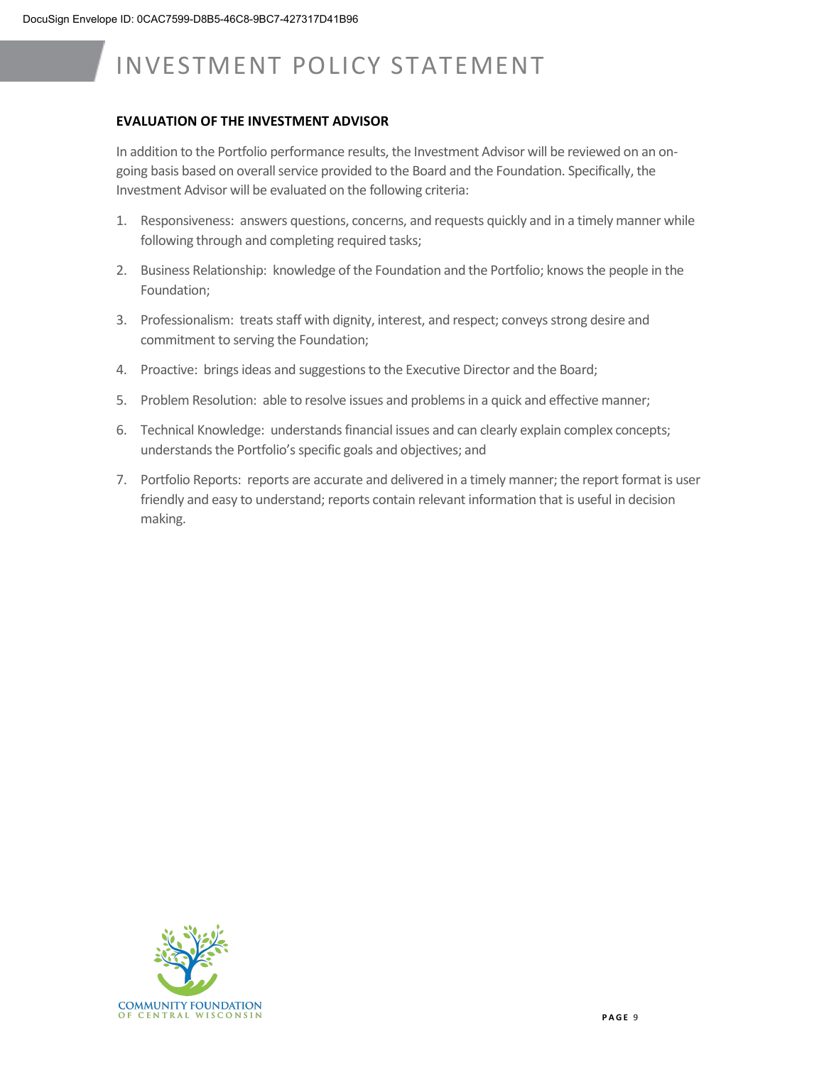## EVALUATION OF THE INVESTMENT ADVISOR

In addition to the Portfolio performance results, the Investment Advisor will be reviewed on an on-going basis based on overall service provided to the Board and the Foundation. Specifically, the Investment Advisor will be evaluated on the following criteria:

1. Responsiveness: answers questions, concerns, and requests quickly and in a timely manner while following through and completing required tasks;
2. Business Relationship: knowledge of the Foundation and the Portfolio; knows the people in the Foundation;
3. Professionalism: treats staff with dignity, interest, and respect; conveys strong desire and commitment to serving the Foundation;
4. Proactive: brings ideas and suggestions to the Executive Director and the Board;
5. Problem Resolution: able to resolve issues and problems in a quick and effective manner;
6. Technical Knowledge: understands financial issues and can clearly explain complex concepts; understands the Portfolio's specific goals and objectives; and
7. Portfolio Reports: reports are accurate and delivered in a timely manner; the report format is user friendly and easy to understand; reports contain relevant information that is useful in decision making.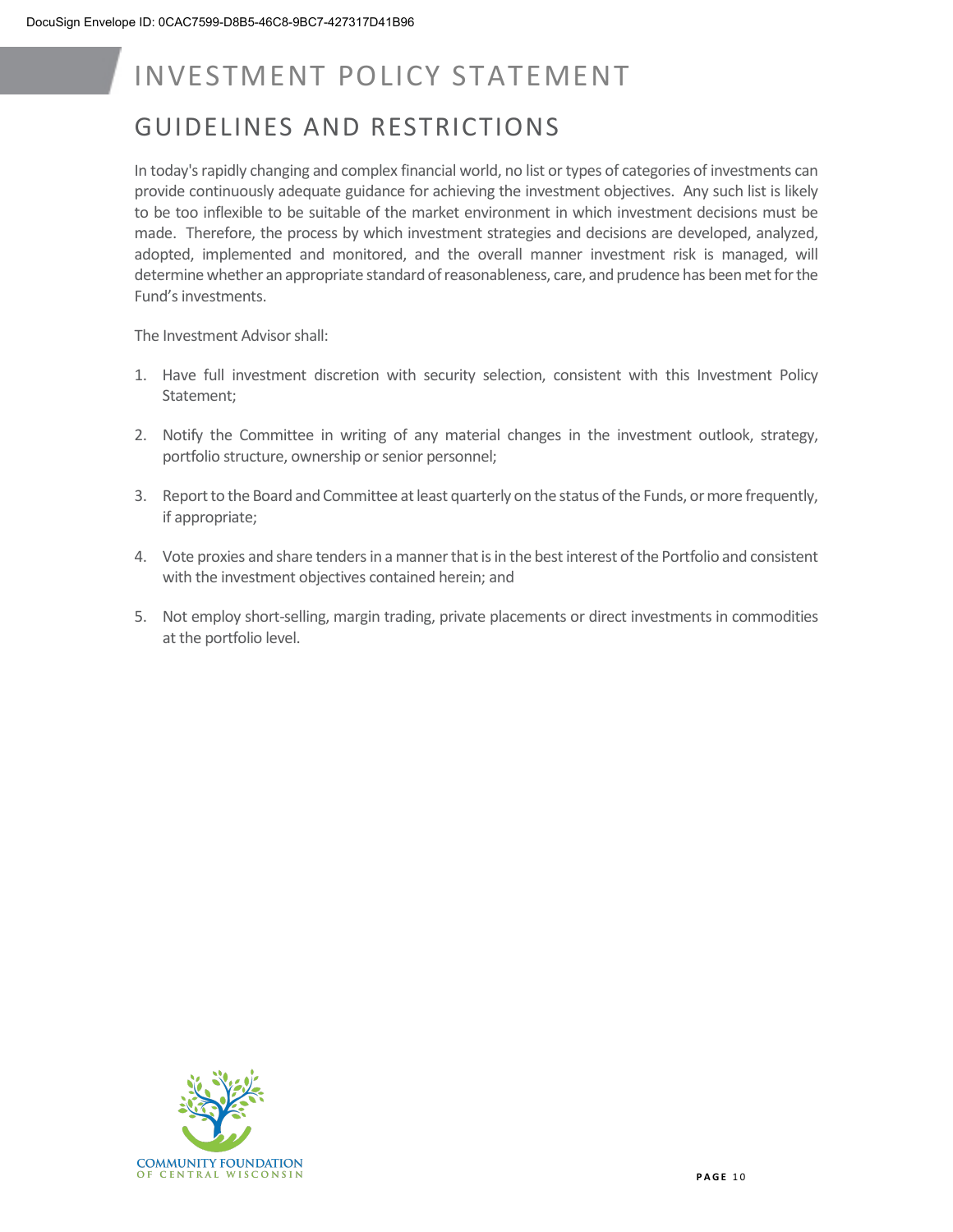# INVESTMENT POLICY STATEMENT

## GUIDELINES AND RESTRICTIONS

In today's rapidly changing and complex financial world, no list or types of categories of investments can provide continuously adequate guidance for achieving the investment objectives. Any such list is likely to be too inflexible to be suitable of the market environment in which investment decisions must be made. Therefore, the process by which investment strategies and decisions are developed, analyzed, adopted, implemented and monitored, and the overall manner investment risk is managed, will determine whether an appropriate standard of reasonableness, care, and prudence has been met for the Fund's investments.

The Investment Advisor shall:

1. Have full investment discretion with security selection, consistent with this Investment Policy Statement;

2. Notify the Committee in writing of any material changes in the investment outlook, strategy, portfolio structure, ownership or senior personnel;

3. Report to the Board and Committee at least quarterly on the status of the Funds, or more frequently, if appropriate;

4. Vote proxies and share tenders in a manner that is in the best interest of the Portfolio and consistent with the investment objectives contained herein; and

5. Not employ short-selling, margin trading, private placements or direct investments in commodities at the portfolio level.